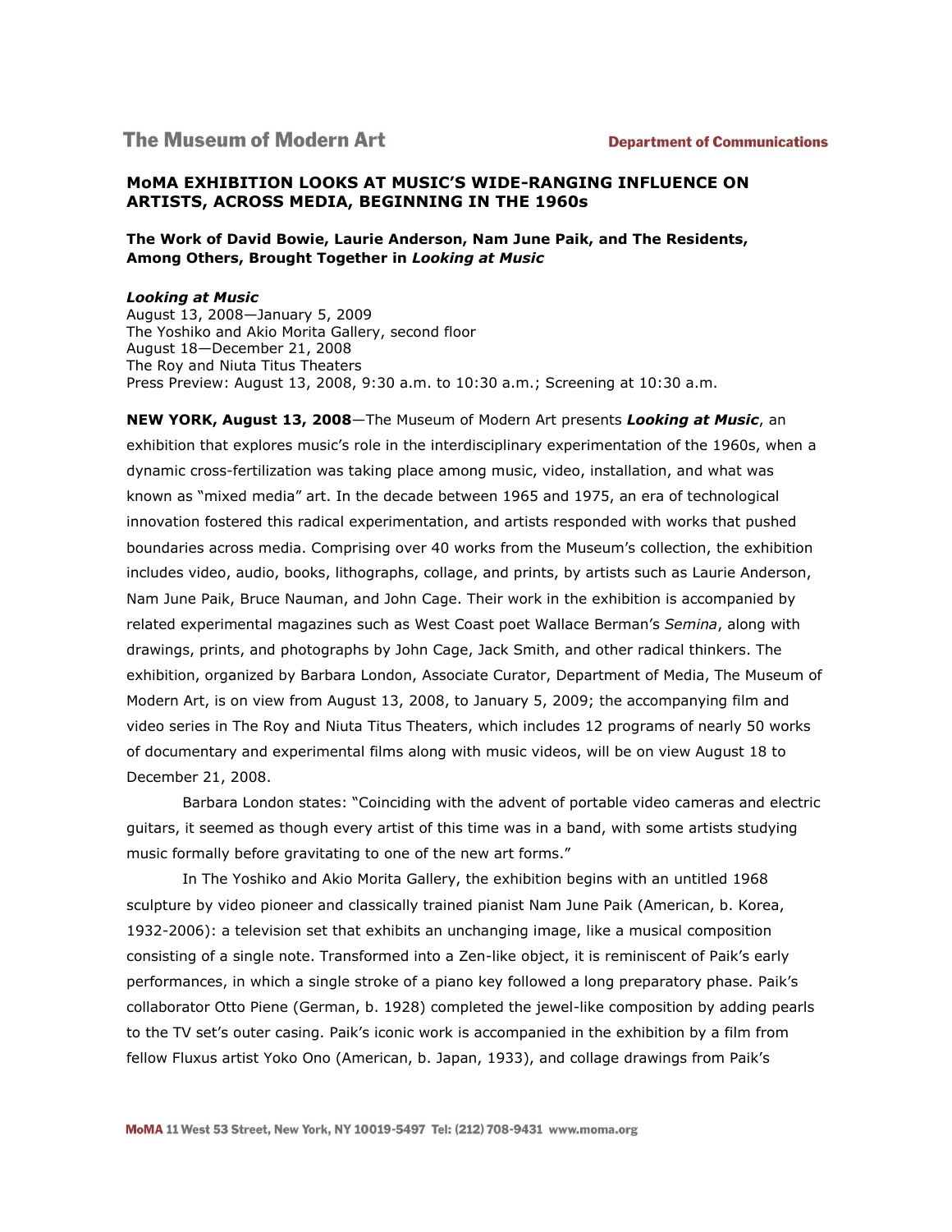The Museum of Modern Art — Department of Communications

## MoMA EXHIBITION LOOKS AT MUSIC'S WIDE-RANGING INFLUENCE ON ARTISTS, ACROSS MEDIA, BEGINNING IN THE 1960s

### The Work of David Bowie, Laurie Anderson, Nam June Paik, and The Residents, Among Others, Brought Together in *Looking at Music*

***Looking at Music***
August 13, 2008—January 5, 2009
The Yoshiko and Akio Morita Gallery, second floor
August 18—December 21, 2008
The Roy and Niuta Titus Theaters
Press Preview: August 13, 2008, 9:30 a.m. to 10:30 a.m.; Screening at 10:30 a.m.

**NEW YORK, August 13, 2008**—The Museum of Modern Art presents ***Looking at Music***, an exhibition that explores music's role in the interdisciplinary experimentation of the 1960s, when a dynamic cross-fertilization was taking place among music, video, installation, and what was known as "mixed media" art. In the decade between 1965 and 1975, an era of technological innovation fostered this radical experimentation, and artists responded with works that pushed boundaries across media. Comprising over 40 works from the Museum's collection, the exhibition includes video, audio, books, lithographs, collage, and prints, by artists such as Laurie Anderson, Nam June Paik, Bruce Nauman, and John Cage. Their work in the exhibition is accompanied by related experimental magazines such as West Coast poet Wallace Berman's *Semina*, along with drawings, prints, and photographs by John Cage, Jack Smith, and other radical thinkers. The exhibition, organized by Barbara London, Associate Curator, Department of Media, The Museum of Modern Art, is on view from August 13, 2008, to January 5, 2009; the accompanying film and video series in The Roy and Niuta Titus Theaters, which includes 12 programs of nearly 50 works of documentary and experimental films along with music videos, will be on view August 18 to December 21, 2008.

Barbara London states: "Coinciding with the advent of portable video cameras and electric guitars, it seemed as though every artist of this time was in a band, with some artists studying music formally before gravitating to one of the new art forms."

In The Yoshiko and Akio Morita Gallery, the exhibition begins with an untitled 1968 sculpture by video pioneer and classically trained pianist Nam June Paik (American, b. Korea, 1932-2006): a television set that exhibits an unchanging image, like a musical composition consisting of a single note. Transformed into a Zen-like object, it is reminiscent of Paik's early performances, in which a single stroke of a piano key followed a long preparatory phase. Paik's collaborator Otto Piene (German, b. 1928) completed the jewel-like composition by adding pearls to the TV set's outer casing. Paik's iconic work is accompanied in the exhibition by a film from fellow Fluxus artist Yoko Ono (American, b. Japan, 1933), and collage drawings from Paik's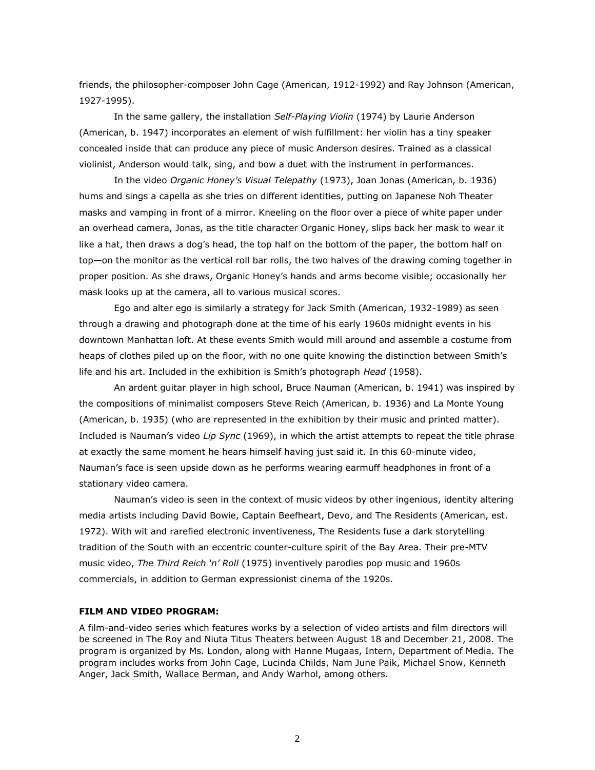friends, the philosopher-composer John Cage (American, 1912-1992) and Ray Johnson (American, 1927-1995).

In the same gallery, the installation *Self-Playing Violin* (1974) by Laurie Anderson (American, b. 1947) incorporates an element of wish fulfillment: her violin has a tiny speaker concealed inside that can produce any piece of music Anderson desires. Trained as a classical violinist, Anderson would talk, sing, and bow a duet with the instrument in performances.

In the video *Organic Honey's Visual Telepathy* (1973), Joan Jonas (American, b. 1936) hums and sings a capella as she tries on different identities, putting on Japanese Noh Theater masks and vamping in front of a mirror. Kneeling on the floor over a piece of white paper under an overhead camera, Jonas, as the title character Organic Honey, slips back her mask to wear it like a hat, then draws a dog's head, the top half on the bottom of the paper, the bottom half on top—on the monitor as the vertical roll bar rolls, the two halves of the drawing coming together in proper position. As she draws, Organic Honey's hands and arms become visible; occasionally her mask looks up at the camera, all to various musical scores.

Ego and alter ego is similarly a strategy for Jack Smith (American, 1932-1989) as seen through a drawing and photograph done at the time of his early 1960s midnight events in his downtown Manhattan loft. At these events Smith would mill around and assemble a costume from heaps of clothes piled up on the floor, with no one quite knowing the distinction between Smith's life and his art. Included in the exhibition is Smith's photograph *Head* (1958).

An ardent guitar player in high school, Bruce Nauman (American, b. 1941) was inspired by the compositions of minimalist composers Steve Reich (American, b. 1936) and La Monte Young (American, b. 1935) (who are represented in the exhibition by their music and printed matter). Included is Nauman's video *Lip Sync* (1969), in which the artist attempts to repeat the title phrase at exactly the same moment he hears himself having just said it. In this 60-minute video, Nauman's face is seen upside down as he performs wearing earmuff headphones in front of a stationary video camera.

Nauman's video is seen in the context of music videos by other ingenious, identity altering media artists including David Bowie, Captain Beefheart, Devo, and The Residents (American, est. 1972). With wit and rarefied electronic inventiveness, The Residents fuse a dark storytelling tradition of the South with an eccentric counter-culture spirit of the Bay Area. Their pre-MTV music video, *The Third Reich 'n' Roll* (1975) inventively parodies pop music and 1960s commercials, in addition to German expressionist cinema of the 1920s.

**FILM AND VIDEO PROGRAM:**

A film-and-video series which features works by a selection of video artists and film directors will be screened in The Roy and Niuta Titus Theaters between August 18 and December 21, 2008. The program is organized by Ms. London, along with Hanne Mugaas, Intern, Department of Media. The program includes works from John Cage, Lucinda Childs, Nam June Paik, Michael Snow, Kenneth Anger, Jack Smith, Wallace Berman, and Andy Warhol, among others.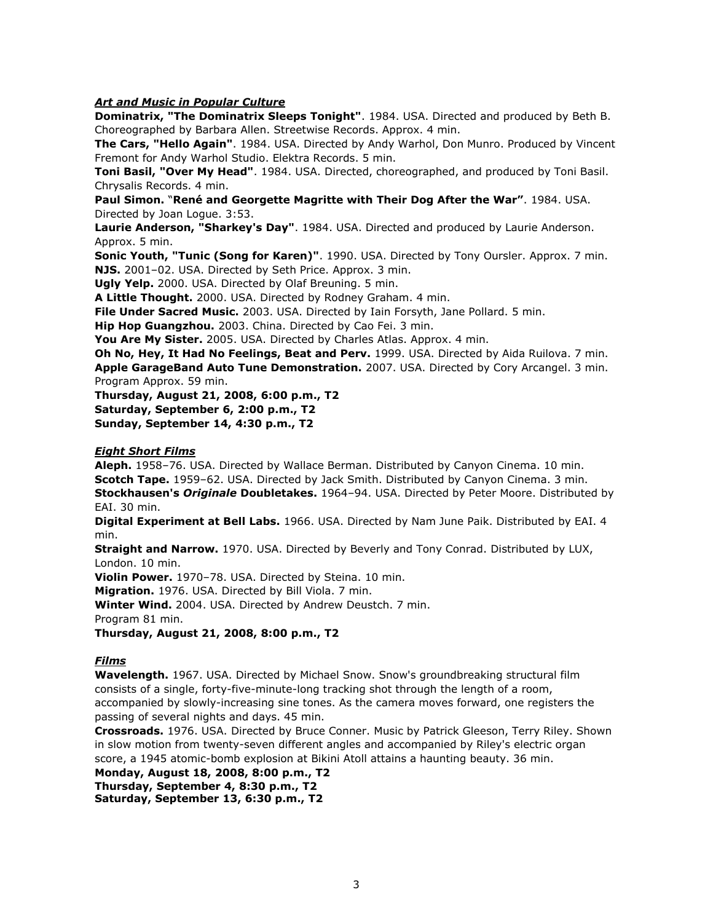***Art and Music in Popular Culture***

**Dominatrix, "The Dominatrix Sleeps Tonight"**. 1984. USA. Directed and produced by Beth B. Choreographed by Barbara Allen. Streetwise Records. Approx. 4 min.

**The Cars, "Hello Again"**. 1984. USA. Directed by Andy Warhol, Don Munro. Produced by Vincent Fremont for Andy Warhol Studio. Elektra Records. 5 min.

**Toni Basil, "Over My Head"**. 1984. USA. Directed, choreographed, and produced by Toni Basil. Chrysalis Records. 4 min.

**Paul Simon.** "**René and Georgette Magritte with Their Dog After the War"**. 1984. USA. Directed by Joan Logue. 3:53.

**Laurie Anderson, "Sharkey's Day"**. 1984. USA. Directed and produced by Laurie Anderson. Approx. 5 min.

**Sonic Youth, "Tunic (Song for Karen)"**. 1990. USA. Directed by Tony Oursler. Approx. 7 min.

**NJS.** 2001–02. USA. Directed by Seth Price. Approx. 3 min.

**Ugly Yelp.** 2000. USA. Directed by Olaf Breuning. 5 min.

**A Little Thought.** 2000. USA. Directed by Rodney Graham. 4 min.

**File Under Sacred Music.** 2003. USA. Directed by Iain Forsyth, Jane Pollard. 5 min.

**Hip Hop Guangzhou.** 2003. China. Directed by Cao Fei. 3 min.

**You Are My Sister.** 2005. USA. Directed by Charles Atlas. Approx. 4 min.

**Oh No, Hey, It Had No Feelings, Beat and Perv.** 1999. USA. Directed by Aida Ruilova. 7 min.

**Apple GarageBand Auto Tune Demonstration.** 2007. USA. Directed by Cory Arcangel. 3 min.

Program Approx. 59 min.

**Thursday, August 21, 2008, 6:00 p.m., T2**
**Saturday, September 6, 2:00 p.m., T2**
**Sunday, September 14, 4:30 p.m., T2**

***Eight Short Films***

**Aleph.** 1958–76. USA. Directed by Wallace Berman. Distributed by Canyon Cinema. 10 min.

**Scotch Tape.** 1959–62. USA. Directed by Jack Smith. Distributed by Canyon Cinema. 3 min.

**Stockhausen's *Originale* Doubletakes.** 1964–94. USA. Directed by Peter Moore. Distributed by EAI. 30 min.

**Digital Experiment at Bell Labs.** 1966. USA. Directed by Nam June Paik. Distributed by EAI. 4 min.

**Straight and Narrow.** 1970. USA. Directed by Beverly and Tony Conrad. Distributed by LUX, London. 10 min.

**Violin Power.** 1970–78. USA. Directed by Steina. 10 min.

**Migration.** 1976. USA. Directed by Bill Viola. 7 min.

**Winter Wind.** 2004. USA. Directed by Andrew Deustch. 7 min.

Program 81 min.

**Thursday, August 21, 2008, 8:00 p.m., T2**

***Films***

**Wavelength.** 1967. USA. Directed by Michael Snow. Snow's groundbreaking structural film consists of a single, forty-five-minute-long tracking shot through the length of a room, accompanied by slowly-increasing sine tones. As the camera moves forward, one registers the passing of several nights and days. 45 min.

**Crossroads.** 1976. USA. Directed by Bruce Conner. Music by Patrick Gleeson, Terry Riley. Shown in slow motion from twenty-seven different angles and accompanied by Riley's electric organ score, a 1945 atomic-bomb explosion at Bikini Atoll attains a haunting beauty. 36 min.

**Monday, August 18, 2008, 8:00 p.m., T2**
**Thursday, September 4, 8:30 p.m., T2**
**Saturday, September 13, 6:30 p.m., T2**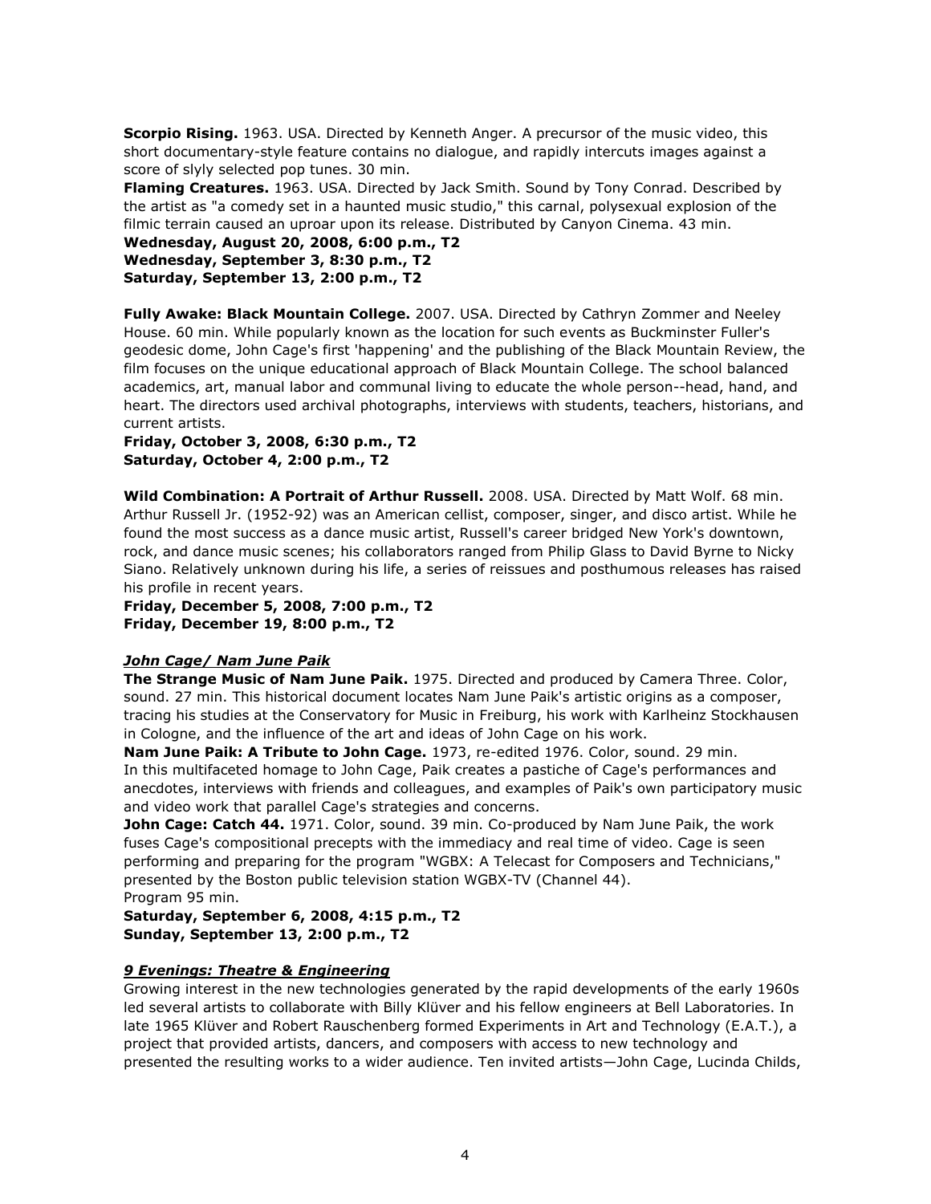**Scorpio Rising.** 1963. USA. Directed by Kenneth Anger. A precursor of the music video, this short documentary-style feature contains no dialogue, and rapidly intercuts images against a score of slyly selected pop tunes. 30 min.

**Flaming Creatures.** 1963. USA. Directed by Jack Smith. Sound by Tony Conrad. Described by the artist as "a comedy set in a haunted music studio," this carnal, polysexual explosion of the filmic terrain caused an uproar upon its release. Distributed by Canyon Cinema. 43 min.

**Wednesday, August 20, 2008, 6:00 p.m., T2**
**Wednesday, September 3, 8:30 p.m., T2**
**Saturday, September 13, 2:00 p.m., T2**

**Fully Awake: Black Mountain College.** 2007. USA. Directed by Cathryn Zommer and Neeley House. 60 min. While popularly known as the location for such events as Buckminster Fuller's geodesic dome, John Cage's first 'happening' and the publishing of the Black Mountain Review, the film focuses on the unique educational approach of Black Mountain College. The school balanced academics, art, manual labor and communal living to educate the whole person--head, hand, and heart. The directors used archival photographs, interviews with students, teachers, historians, and current artists.

**Friday, October 3, 2008, 6:30 p.m., T2**
**Saturday, October 4, 2:00 p.m., T2**

**Wild Combination: A Portrait of Arthur Russell.** 2008. USA. Directed by Matt Wolf. 68 min. Arthur Russell Jr. (1952-92) was an American cellist, composer, singer, and disco artist. While he found the most success as a dance music artist, Russell's career bridged New York's downtown, rock, and dance music scenes; his collaborators ranged from Philip Glass to David Byrne to Nicky Siano. Relatively unknown during his life, a series of reissues and posthumous releases has raised his profile in recent years.

**Friday, December 5, 2008, 7:00 p.m., T2**
**Friday, December 19, 8:00 p.m., T2**

***John Cage/ Nam June Paik***

**The Strange Music of Nam June Paik.** 1975. Directed and produced by Camera Three. Color, sound. 27 min. This historical document locates Nam June Paik's artistic origins as a composer, tracing his studies at the Conservatory for Music in Freiburg, his work with Karlheinz Stockhausen in Cologne, and the influence of the art and ideas of John Cage on his work.

**Nam June Paik: A Tribute to John Cage.** 1973, re-edited 1976. Color, sound. 29 min. In this multifaceted homage to John Cage, Paik creates a pastiche of Cage's performances and anecdotes, interviews with friends and colleagues, and examples of Paik's own participatory music and video work that parallel Cage's strategies and concerns.

**John Cage: Catch 44.** 1971. Color, sound. 39 min. Co-produced by Nam June Paik, the work fuses Cage's compositional precepts with the immediacy and real time of video. Cage is seen performing and preparing for the program "WGBX: A Telecast for Composers and Technicians," presented by the Boston public television station WGBX-TV (Channel 44).
Program 95 min.

**Saturday, September 6, 2008, 4:15 p.m., T2**
**Sunday, September 13, 2:00 p.m., T2**

***9 Evenings: Theatre & Engineering***

Growing interest in the new technologies generated by the rapid developments of the early 1960s led several artists to collaborate with Billy Klüver and his fellow engineers at Bell Laboratories. In late 1965 Klüver and Robert Rauschenberg formed Experiments in Art and Technology (E.A.T.), a project that provided artists, dancers, and composers with access to new technology and presented the resulting works to a wider audience. Ten invited artists—John Cage, Lucinda Childs,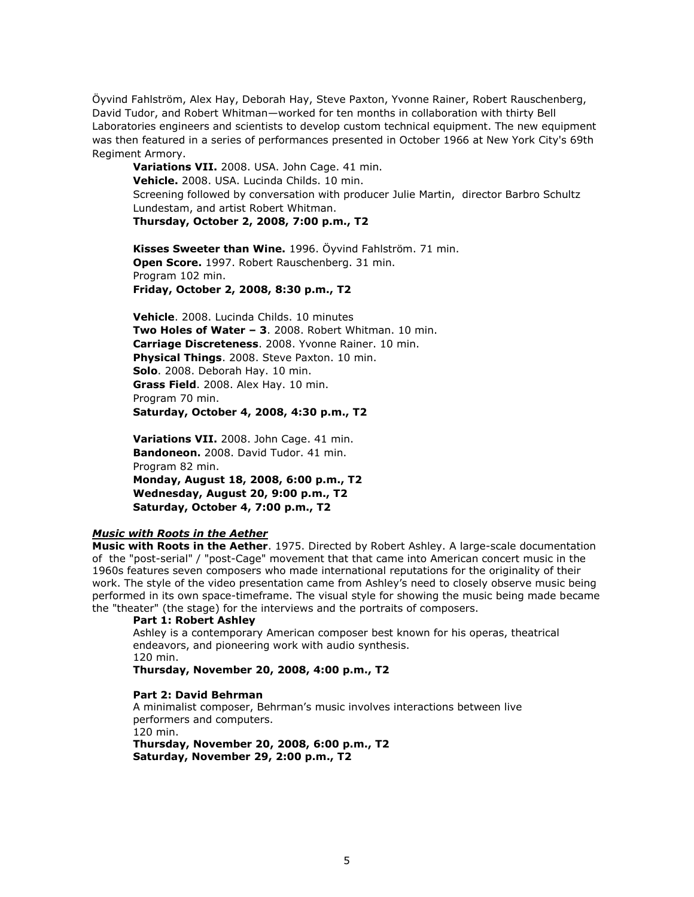Öyvind Fahlström, Alex Hay, Deborah Hay, Steve Paxton, Yvonne Rainer, Robert Rauschenberg, David Tudor, and Robert Whitman—worked for ten months in collaboration with thirty Bell Laboratories engineers and scientists to develop custom technical equipment. The new equipment was then featured in a series of performances presented in October 1966 at New York City's 69th Regiment Armory.

**Variations VII.** 2008. USA. John Cage. 41 min.
**Vehicle.** 2008. USA. Lucinda Childs. 10 min.
Screening followed by conversation with producer Julie Martin, director Barbro Schultz Lundestam, and artist Robert Whitman.
**Thursday, October 2, 2008, 7:00 p.m., T2**

**Kisses Sweeter than Wine.** 1996. Öyvind Fahlström. 71 min.
**Open Score.** 1997. Robert Rauschenberg. 31 min.
Program 102 min.
**Friday, October 2, 2008, 8:30 p.m., T2**

**Vehicle**. 2008. Lucinda Childs. 10 minutes
**Two Holes of Water – 3**. 2008. Robert Whitman. 10 min.
**Carriage Discreteness**. 2008. Yvonne Rainer. 10 min.
**Physical Things**. 2008. Steve Paxton. 10 min.
**Solo**. 2008. Deborah Hay. 10 min.
**Grass Field**. 2008. Alex Hay. 10 min.
Program 70 min.
**Saturday, October 4, 2008, 4:30 p.m., T2**

**Variations VII.** 2008. John Cage. 41 min.
**Bandoneon.** 2008. David Tudor. 41 min.
Program 82 min.
**Monday, August 18, 2008, 6:00 p.m., T2**
**Wednesday, August 20, 9:00 p.m., T2**
**Saturday, October 4, 7:00 p.m., T2**

***Music with Roots in the Aether***

**Music with Roots in the Aether**. 1975. Directed by Robert Ashley. A large-scale documentation of the "post-serial" / "post-Cage" movement that that came into American concert music in the 1960s features seven composers who made international reputations for the originality of their work. The style of the video presentation came from Ashley's need to closely observe music being performed in its own space-timeframe. The visual style for showing the music being made became the "theater" (the stage) for the interviews and the portraits of composers.

**Part 1: Robert Ashley**
Ashley is a contemporary American composer best known for his operas, theatrical endeavors, and pioneering work with audio synthesis.
120 min.
**Thursday, November 20, 2008, 4:00 p.m., T2**

**Part 2: David Behrman**
A minimalist composer, Behrman's music involves interactions between live performers and computers.
120 min.
**Thursday, November 20, 2008, 6:00 p.m., T2**
**Saturday, November 29, 2:00 p.m., T2**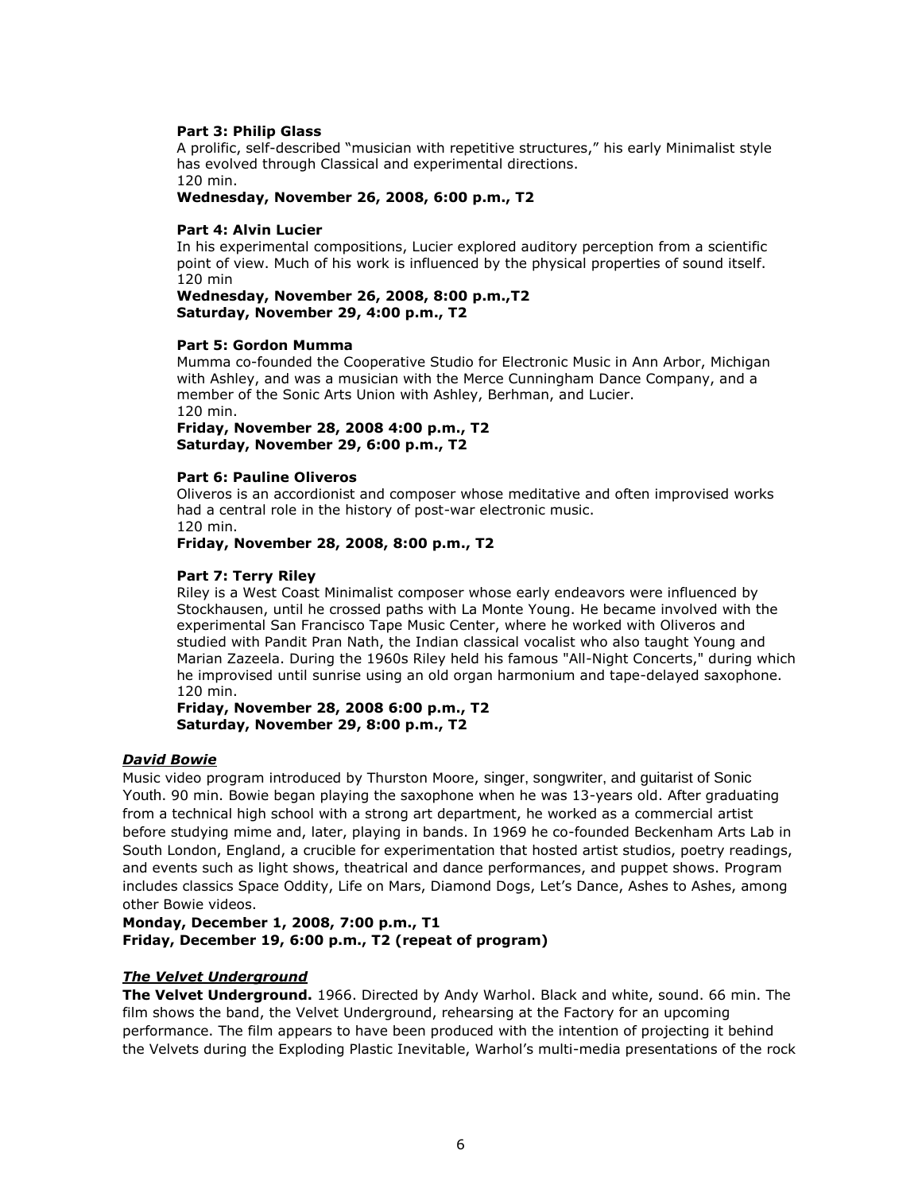**Part 3: Philip Glass**
A prolific, self-described "musician with repetitive structures," his early Minimalist style has evolved through Classical and experimental directions.
120 min.
**Wednesday, November 26, 2008, 6:00 p.m., T2**

**Part 4: Alvin Lucier**
In his experimental compositions, Lucier explored auditory perception from a scientific point of view. Much of his work is influenced by the physical properties of sound itself.
120 min
**Wednesday, November 26, 2008, 8:00 p.m.,T2**
**Saturday, November 29, 4:00 p.m., T2**

**Part 5: Gordon Mumma**
Mumma co-founded the Cooperative Studio for Electronic Music in Ann Arbor, Michigan with Ashley, and was a musician with the Merce Cunningham Dance Company, and a member of the Sonic Arts Union with Ashley, Berhman, and Lucier.
120 min.
**Friday, November 28, 2008 4:00 p.m., T2**
**Saturday, November 29, 6:00 p.m., T2**

**Part 6: Pauline Oliveros**
Oliveros is an accordionist and composer whose meditative and often improvised works had a central role in the history of post-war electronic music.
120 min.
**Friday, November 28, 2008, 8:00 p.m., T2**

**Part 7: Terry Riley**
Riley is a West Coast Minimalist composer whose early endeavors were influenced by Stockhausen, until he crossed paths with La Monte Young. He became involved with the experimental San Francisco Tape Music Center, where he worked with Oliveros and studied with Pandit Pran Nath, the Indian classical vocalist who also taught Young and Marian Zazeela. During the 1960s Riley held his famous "All-Night Concerts," during which he improvised until sunrise using an old organ harmonium and tape-delayed saxophone.
120 min.
**Friday, November 28, 2008 6:00 p.m., T2**
**Saturday, November 29, 8:00 p.m., T2**

***David Bowie***

Music video program introduced by Thurston Moore, singer, songwriter, and guitarist of Sonic Youth. 90 min. Bowie began playing the saxophone when he was 13-years old. After graduating from a technical high school with a strong art department, he worked as a commercial artist before studying mime and, later, playing in bands. In 1969 he co-founded Beckenham Arts Lab in South London, England, a crucible for experimentation that hosted artist studios, poetry readings, and events such as light shows, theatrical and dance performances, and puppet shows. Program includes classics Space Oddity, Life on Mars, Diamond Dogs, Let's Dance, Ashes to Ashes, among other Bowie videos.
**Monday, December 1, 2008, 7:00 p.m., T1**
**Friday, December 19, 6:00 p.m., T2 (repeat of program)**

***The Velvet Underground***

**The Velvet Underground.** 1966. Directed by Andy Warhol. Black and white, sound. 66 min. The film shows the band, the Velvet Underground, rehearsing at the Factory for an upcoming performance. The film appears to have been produced with the intention of projecting it behind the Velvets during the Exploding Plastic Inevitable, Warhol's multi-media presentations of the rock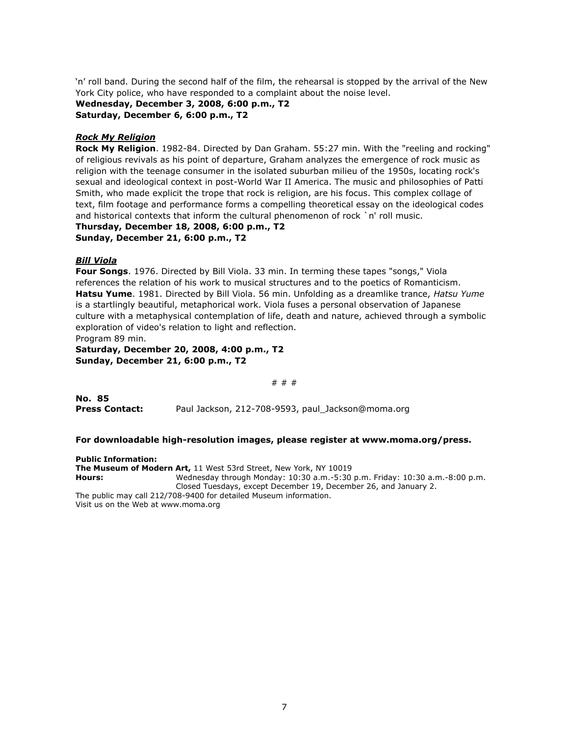'n' roll band. During the second half of the film, the rehearsal is stopped by the arrival of the New York City police, who have responded to a complaint about the noise level.
**Wednesday, December 3, 2008, 6:00 p.m., T2**
**Saturday, December 6, 6:00 p.m., T2**

***Rock My Religion***

**Rock My Religion**. 1982-84. Directed by Dan Graham. 55:27 min. With the "reeling and rocking" of religious revivals as his point of departure, Graham analyzes the emergence of rock music as religion with the teenage consumer in the isolated suburban milieu of the 1950s, locating rock's sexual and ideological context in post-World War II America. The music and philosophies of Patti Smith, who made explicit the trope that rock is religion, are his focus. This complex collage of text, film footage and performance forms a compelling theoretical essay on the ideological codes and historical contexts that inform the cultural phenomenon of rock `n' roll music.
**Thursday, December 18, 2008, 6:00 p.m., T2**
**Sunday, December 21, 6:00 p.m., T2**

***Bill Viola***

**Four Songs**. 1976. Directed by Bill Viola. 33 min. In terming these tapes "songs," Viola references the relation of his work to musical structures and to the poetics of Romanticism.
**Hatsu Yume**. 1981. Directed by Bill Viola. 56 min. Unfolding as a dreamlike trance, *Hatsu Yume* is a startlingly beautiful, metaphorical work. Viola fuses a personal observation of Japanese culture with a metaphysical contemplation of life, death and nature, achieved through a symbolic exploration of video's relation to light and reflection.
Program 89 min.
**Saturday, December 20, 2008, 4:00 p.m., T2**
**Sunday, December 21, 6:00 p.m., T2**

# # #

**No. 85**
**Press Contact:** Paul Jackson, 212-708-9593, paul_Jackson@moma.org

**For downloadable high-resolution images, please register at www.moma.org/press.**

**Public Information:**
**The Museum of Modern Art,** 11 West 53rd Street, New York, NY 10019
**Hours:** Wednesday through Monday: 10:30 a.m.-5:30 p.m. Friday: 10:30 a.m.-8:00 p.m. Closed Tuesdays, except December 19, December 26, and January 2.
The public may call 212/708-9400 for detailed Museum information.
Visit us on the Web at www.moma.org